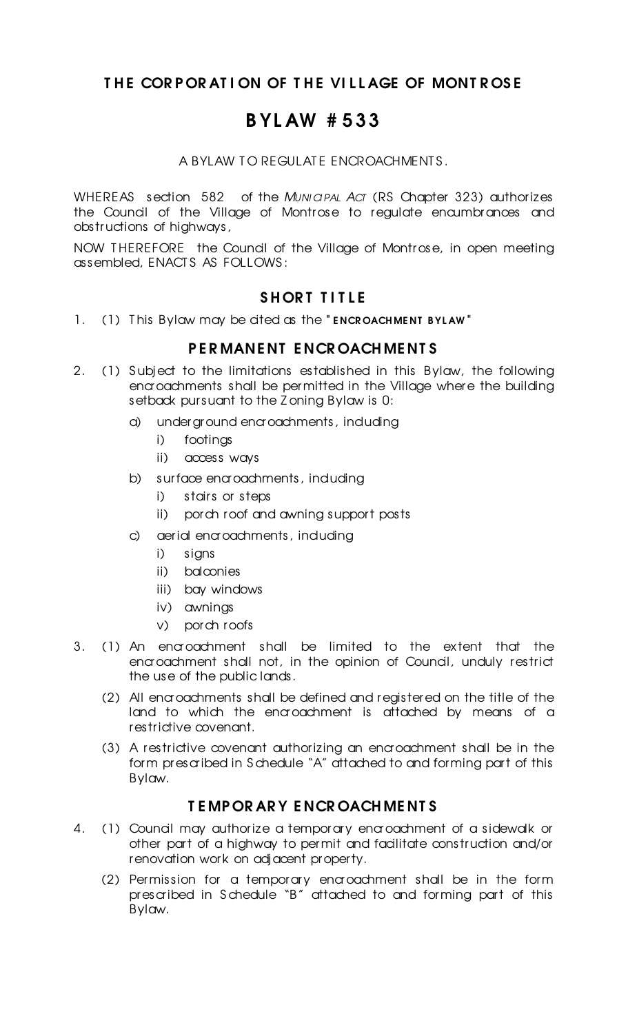## THE CORPORATION OF THE VILLAGE OF MONTROSE

# BYLAW #533

A BYLAW TO REGULATE ENCROACHMENTS.

WHEREAS section 582 of the *MUNICIPAL ACT* (RS Chapter 323) authorizes the Council of the Village of Montrose to regulate encumbrances and obstructions of highways,

NOW THEREFORE the Council of the Village of Montrose, in open meeting assembled, ENACTS AS FOLLOWS:

### SHORT TITLE

1. (1) This Bylaw may be cited as the "**ENCROACHMENT BYLAW**"

### PERMANENT ENCROACHMENTS

2. (1) Subject to the limitations established in this Bylaw, the following encroachments shall be permitted in the Village where the building setback pursuant to the Zoning Bylaw is 0:
   - a) underground encroachments, including
     - i) footings
     - ii) access ways
   - b) surface encroachments, including
     - i) stairs or steps
     - ii) porch roof and awning support posts
   - c) aerial encroachments, including
     - i) signs
     - ii) balconies
     - iii) bay windows
     - iv) awnings
     - v) porch roofs

3. (1) An encroachment shall be limited to the extent that the encroachment shall not, in the opinion of Council, unduly restrict the use of the public lands.

   (2) All encroachments shall be defined and registered on the title of the land to which the encroachment is attached by means of a restrictive covenant.

   (3) A restrictive covenant authorizing an encroachment shall be in the form prescribed in Schedule "A" attached to and forming part of this Bylaw.

### TEMPORARY ENCROACHMENTS

4. (1) Council may authorize a temporary encroachment of a sidewalk or other part of a highway to permit and facilitate construction and/or renovation work on adjacent property.

   (2) Permission for a temporary encroachment shall be in the form prescribed in Schedule "B" attached to and forming part of this Bylaw.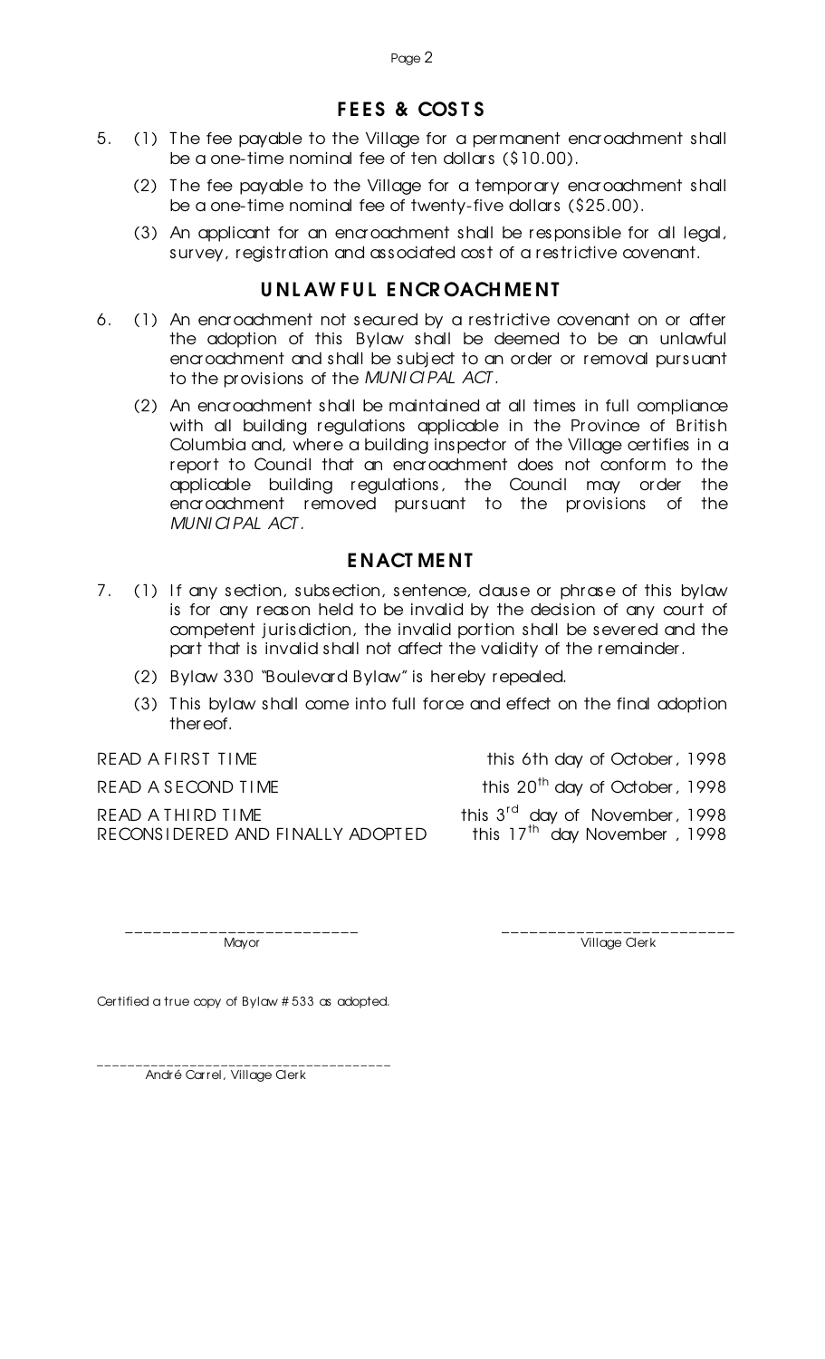## FEES & COSTS

5. (1) The fee payable to the Village for a permanent encroachment shall be a one-time nominal fee of ten dollars ($10.00).

   (2) The fee payable to the Village for a temporary encroachment shall be a one-time nominal fee of twenty-five dollars ($25.00).

   (3) An applicant for an encroachment shall be responsible for all legal, survey, registration and associated cost of a restrictive covenant.

## UNLAWFUL ENCROACHMENT

6. (1) An encroachment not secured by a restrictive covenant on or after the adoption of this Bylaw shall be deemed to be an unlawful encroachment and shall be subject to an order or removal pursuant to the provisions of the *MUNICIPAL ACT*.

   (2) An encroachment shall be maintained at all times in full compliance with all building regulations applicable in the Province of British Columbia and, where a building inspector of the Village certifies in a report to Council that an encroachment does not conform to the applicable building regulations, the Council may order the encroachment removed pursuant to the provisions of the *MUNICIPAL ACT*.

## ENACTMENT

7. (1) If any section, subsection, sentence, clause or phrase of this bylaw is for any reason held to be invalid by the decision of any court of competent jurisdiction, the invalid portion shall be severed and the part that is invalid shall not affect the validity of the remainder.

   (2) Bylaw 330 "Boulevard Bylaw" is hereby repealed.

   (3) This bylaw shall come into full force and effect on the final adoption thereof.

READ A FIRST TIME this 6th day of October, 1998

READ A SECOND TIME this 20th day of October, 1998

READ A THIRD TIME this 3rd day of November, 1998

RECONSIDERED AND FINALLY ADOPTED this 17th day November, 1998

________________________
Mayor

________________________
Village Clerk

Certified a true copy of Bylaw #533 as adopted.

____________________________________
André Carrel, Village Clerk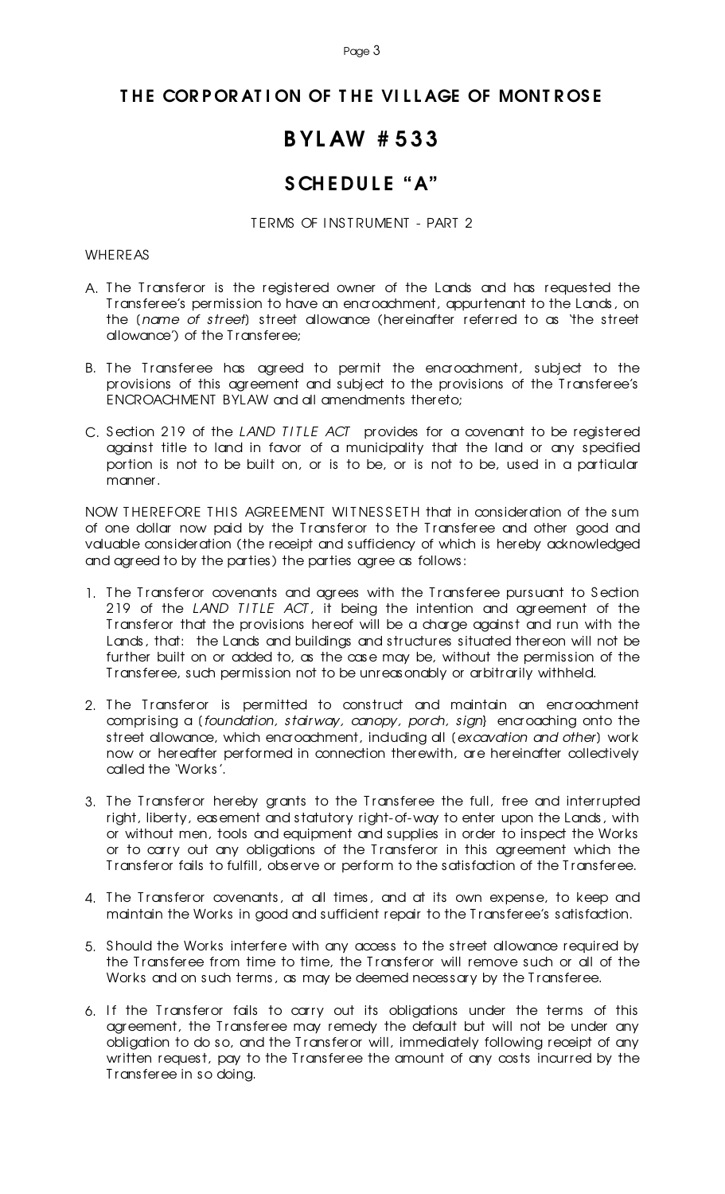# THE CORPORATION OF THE VILLAGE OF MONTROSE

# BYLAW #533

## SCHEDULE "A"

TERMS OF INSTRUMENT - PART 2

WHEREAS

A. The Transferor is the registered owner of the Lands and has requested the Transferee's permission to have an encroachment, appurtenant to the Lands, on the (*name of street*) street allowance (hereinafter referred to as 'the street allowance') of the Transferee;

B. The Transferee has agreed to permit the encroachment, subject to the provisions of this agreement and subject to the provisions of the Transferee's ENCROACHMENT BYLAW and all amendments thereto;

C. Section 219 of the *LAND TITLE ACT* provides for a covenant to be registered against title to land in favor of a municipality that the land or any specified portion is not to be built on, or is to be, or is not to be, used in a particular manner.

NOW THEREFORE THIS AGREEMENT WITNESSETH that in consideration of the sum of one dollar now paid by the Transferor to the Transferee and other good and valuable consideration (the receipt and sufficiency of which is hereby acknowledged and agreed to by the parties) the parties agree as follows:

1. The Transferor covenants and agrees with the Transferee pursuant to Section 219 of the *LAND TITLE ACT*, it being the intention and agreement of the Transferor that the provisions hereof will be a charge against and run with the Lands, that: the Lands and buildings and structures situated thereon will not be further built on or added to, as the case may be, without the permission of the Transferee, such permission not to be unreasonably or arbitrarily withheld.

2. The Transferor is permitted to construct and maintain an encroachment comprising a (*foundation, stairway, canopy, porch, sign*} encroaching onto the street allowance, which encroachment, including all (*excavation and other*) work now or hereafter performed in connection therewith, are hereinafter collectively called the 'Works'.

3. The Transferor hereby grants to the Transferee the full, free and interrupted right, liberty, easement and statutory right-of-way to enter upon the Lands, with or without men, tools and equipment and supplies in order to inspect the Works or to carry out any obligations of the Transferor in this agreement which the Transferor fails to fulfill, observe or perform to the satisfaction of the Transferee.

4. The Transferor covenants, at all times, and at its own expense, to keep and maintain the Works in good and sufficient repair to the Transferee's satisfaction.

5. Should the Works interfere with any access to the street allowance required by the Transferee from time to time, the Transferor will remove such or all of the Works and on such terms, as may be deemed necessary by the Transferee.

6. If the Transferor fails to carry out its obligations under the terms of this agreement, the Transferee may remedy the default but will not be under any obligation to do so, and the Transferor will, immediately following receipt of any written request, pay to the Transferee the amount of any costs incurred by the Transferee in so doing.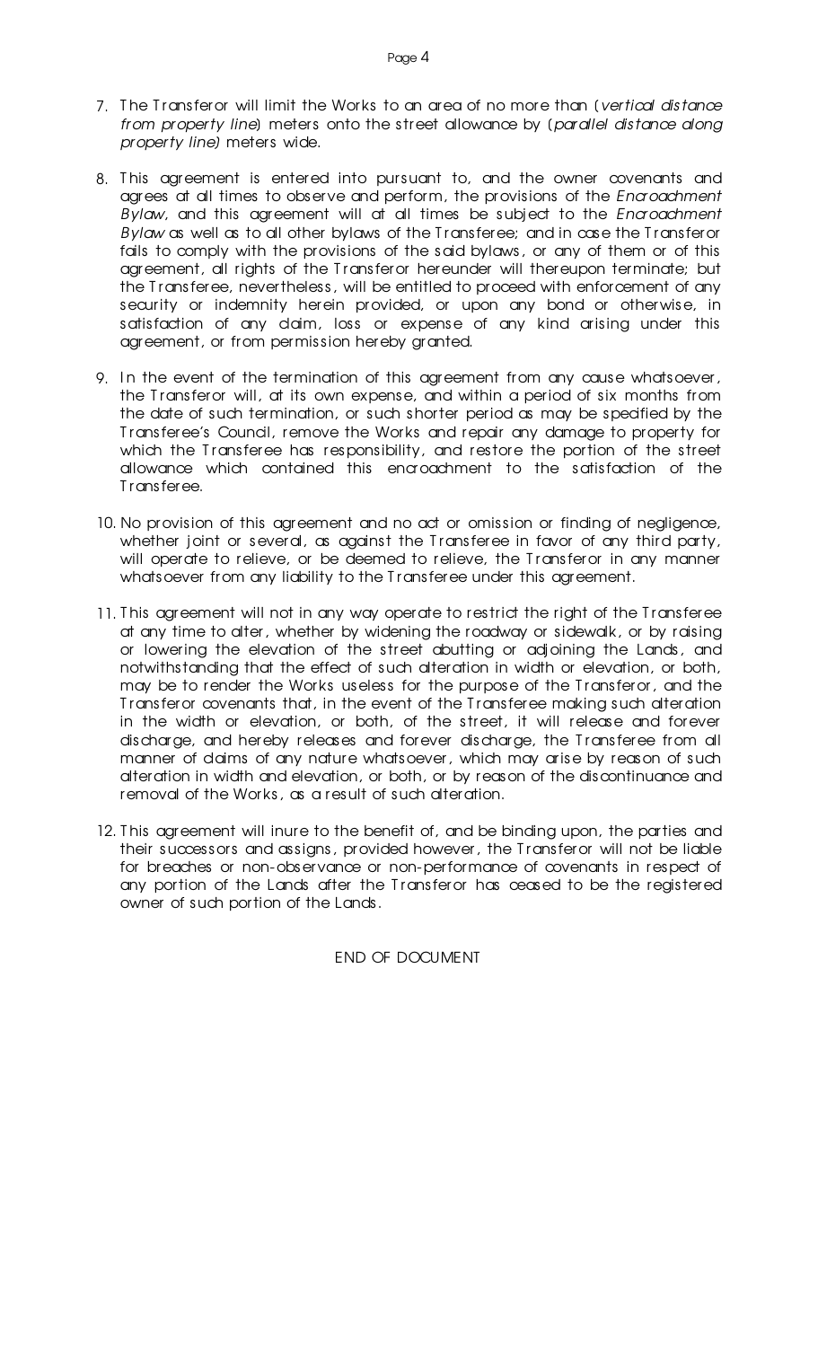7. The Transferor will limit the Works to an area of no more than (*vertical distance from property line*) meters onto the street allowance by (*parallel distance along property line)* meters wide.

8. This agreement is entered into pursuant to, and the owner covenants and agrees at all times to observe and perform, the provisions of the *Encroachment Bylaw*, and this agreement will at all times be subject to the *Encroachment Bylaw* as well as to all other bylaws of the Transferee; and in case the Transferor fails to comply with the provisions of the said bylaws, or any of them or of this agreement, all rights of the Transferor hereunder will thereupon terminate; but the Transferee, nevertheless, will be entitled to proceed with enforcement of any security or indemnity herein provided, or upon any bond or otherwise, in satisfaction of any claim, loss or expense of any kind arising under this agreement, or from permission hereby granted.

9. In the event of the termination of this agreement from any cause whatsoever, the Transferor will, at its own expense, and within a period of six months from the date of such termination, or such shorter period as may be specified by the Transferee's Council, remove the Works and repair any damage to property for which the Transferee has responsibility, and restore the portion of the street allowance which contained this encroachment to the satisfaction of the Transferee.

10. No provision of this agreement and no act or omission or finding of negligence, whether joint or several, as against the Transferee in favor of any third party, will operate to relieve, or be deemed to relieve, the Transferor in any manner whatsoever from any liability to the Transferee under this agreement.

11. This agreement will not in any way operate to restrict the right of the Transferee at any time to alter, whether by widening the roadway or sidewalk, or by raising or lowering the elevation of the street abutting or adjoining the Lands, and notwithstanding that the effect of such alteration in width or elevation, or both, may be to render the Works useless for the purpose of the Transferor, and the Transferor covenants that, in the event of the Transferee making such alteration in the width or elevation, or both, of the street, it will release and forever discharge, and hereby releases and forever discharge, the Transferee from all manner of claims of any nature whatsoever, which may arise by reason of such alteration in width and elevation, or both, or by reason of the discontinuance and removal of the Works, as a result of such alteration.

12. This agreement will inure to the benefit of, and be binding upon, the parties and their successors and assigns, provided however, the Transferor will not be liable for breaches or non-observance or non-performance of covenants in respect of any portion of the Lands after the Transferor has ceased to be the registered owner of such portion of the Lands.

END OF DOCUMENT